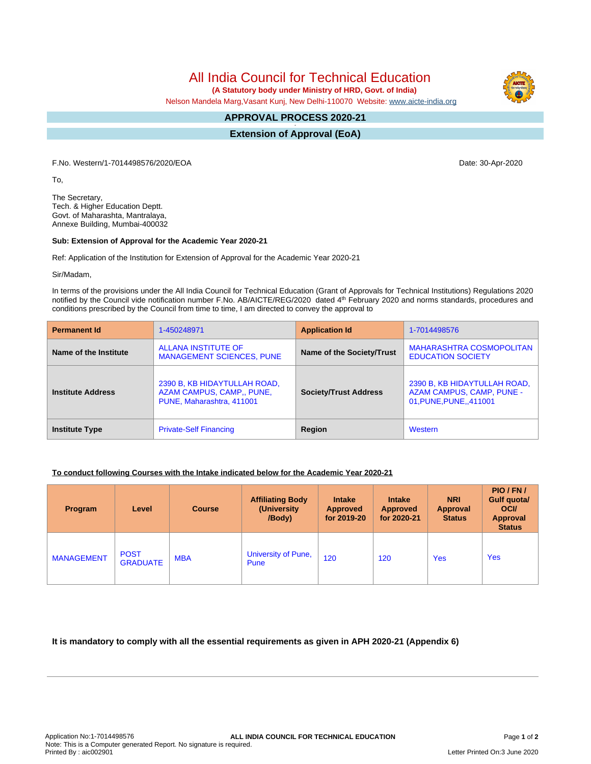# All India Council for Technical Education

**(A Statutory body under Ministry of HRD, Govt. of India)**

Nelson Mandela Marg,Vasant Kunj, New Delhi-110070 Website: www.aicte-india.org

## APPROVAL PROCESS 2020-21

## Extension of Approval (EoA)

F.No. Western/1-7014498576/2020/EOA

Date: 30-Apr-2020

To,

The Secretary,
Tech. & Higher Education Deptt.
Govt. of Maharashtra, Mantralaya,
Annexe Building, Mumbai-400032

**Sub: Extension of Approval for the Academic Year 2020-21**

Ref: Application of the Institution for Extension of Approval for the Academic Year 2020-21

Sir/Madam,

In terms of the provisions under the All India Council for Technical Education (Grant of Approvals for Technical Institutions) Regulations 2020 notified by the Council vide notification number F.No. AB/AICTE/REG/2020 dated 4th February 2020 and norms standards, procedures and conditions prescribed by the Council from time to time, I am directed to convey the approval to

| | | | |
|---|---|---|---|
| **Permanent Id** | 1-450248971 | **Application Id** | 1-7014498576 |
| **Name of the Institute** | ALLANA INSTITUTE OF MANAGEMENT SCIENCES, PUNE | **Name of the Society/Trust** | MAHARASHTRA COSMOPOLITAN EDUCATION SOCIETY |
| **Institute Address** | 2390 B, KB HIDAYTULLAH ROAD, AZAM CAMPUS, CAMP,, PUNE, PUNE, Maharashtra, 411001 | **Society/Trust Address** | 2390 B, KB HIDAYTULLAH ROAD, AZAM CAMPUS, CAMP, PUNE - 01,PUNE,PUNE,,411001 |
| **Institute Type** | Private-Self Financing | **Region** | Western |

**To conduct following Courses with the Intake indicated below for the Academic Year 2020-21**

| Program | Level | Course | Affiliating Body (University /Body) | Intake Approved for 2019-20 | Intake Approved for 2020-21 | NRI Approval Status | PIO / FN / Gulf quota/ OCI/ Approval Status |
|---|---|---|---|---|---|---|---|
| MANAGEMENT | POST GRADUATE | MBA | University of Pune, Pune | 120 | 120 | Yes | Yes |

**It is mandatory to comply with all the essential requirements as given in APH 2020-21 (Appendix 6)**

Application No:1-7014498576
Note: This is a Computer generated Report. No signature is required.
Printed By : aic002901

Letter Printed On:3 June 2020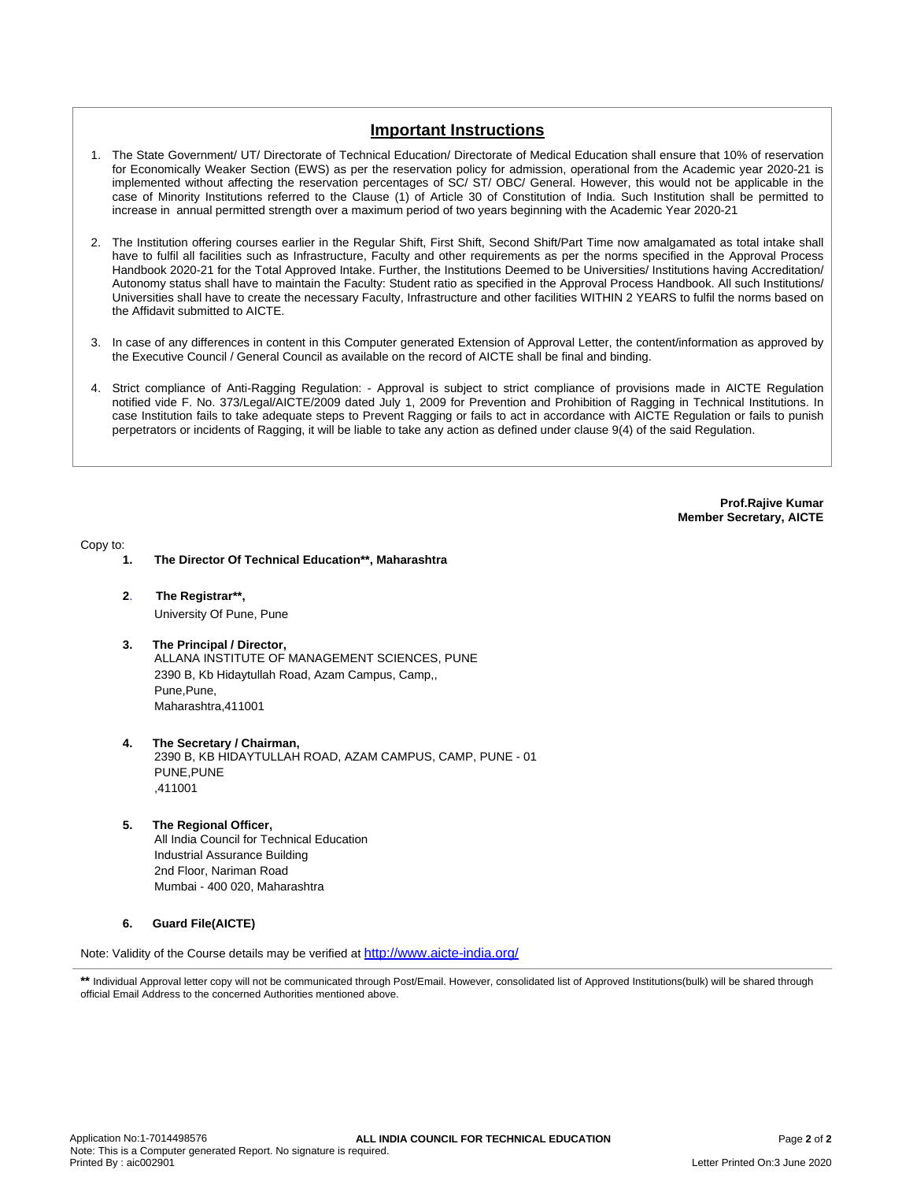## Important Instructions

1. The State Government/ UT/ Directorate of Technical Education/ Directorate of Medical Education shall ensure that 10% of reservation for Economically Weaker Section (EWS) as per the reservation policy for admission, operational from the Academic year 2020-21 is implemented without affecting the reservation percentages of SC/ ST/ OBC/ General. However, this would not be applicable in the case of Minority Institutions referred to the Clause (1) of Article 30 of Constitution of India. Such Institution shall be permitted to increase in annual permitted strength over a maximum period of two years beginning with the Academic Year 2020-21

2. The Institution offering courses earlier in the Regular Shift, First Shift, Second Shift/Part Time now amalgamated as total intake shall have to fulfil all facilities such as Infrastructure, Faculty and other requirements as per the norms specified in the Approval Process Handbook 2020-21 for the Total Approved Intake. Further, the Institutions Deemed to be Universities/ Institutions having Accreditation/ Autonomy status shall have to maintain the Faculty: Student ratio as specified in the Approval Process Handbook. All such Institutions/ Universities shall have to create the necessary Faculty, Infrastructure and other facilities WITHIN 2 YEARS to fulfil the norms based on the Affidavit submitted to AICTE.

3. In case of any differences in content in this Computer generated Extension of Approval Letter, the content/information as approved by the Executive Council / General Council as available on the record of AICTE shall be final and binding.

4. Strict compliance of Anti-Ragging Regulation: - Approval is subject to strict compliance of provisions made in AICTE Regulation notified vide F. No. 373/Legal/AICTE/2009 dated July 1, 2009 for Prevention and Prohibition of Ragging in Technical Institutions. In case Institution fails to take adequate steps to Prevent Ragging or fails to act in accordance with AICTE Regulation or fails to punish perpetrators or incidents of Ragging, it will be liable to take any action as defined under clause 9(4) of the said Regulation.

**Prof.Rajive Kumar**
**Member Secretary, AICTE**

Copy to:

1. **The Director Of Technical Education**, Maharashtra**

2. **The Registrar**,**
University Of Pune, Pune

3. **The Principal / Director,**
ALLANA INSTITUTE OF MANAGEMENT SCIENCES, PUNE
2390 B, Kb Hidaytullah Road, Azam Campus, Camp,,
Pune,Pune,
Maharashtra,411001

4. **The Secretary / Chairman,**
2390 B, KB HIDAYTULLAH ROAD, AZAM CAMPUS, CAMP, PUNE - 01
PUNE,PUNE
,411001

5. **The Regional Officer,**
All India Council for Technical Education
Industrial Assurance Building
2nd Floor, Nariman Road
Mumbai - 400 020, Maharashtra

6. **Guard File(AICTE)**

Note: Validity of the Course details may be verified at http://www.aicte-india.org/

** Individual Approval letter copy will not be communicated through Post/Email. However, consolidated list of Approved Institutions(bulk) will be shared through official Email Address to the concerned Authorities mentioned above.

Application No:1-7014498576
Note: This is a Computer generated Report. No signature is required.
Printed By : aic002901
Letter Printed On:3 June 2020